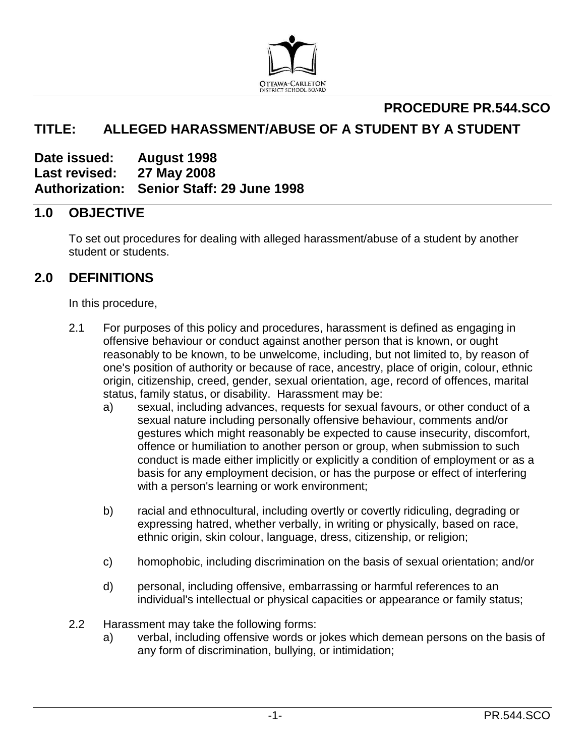**PROCEDURE PR.544.SCO**

# TITLE: ALLEGED HARASSMENT/ABUSE OF A STUDENT BY A STUDENT

**Date issued:** August 1998
**Last revised:** 27 May 2008
**Authorization:** Senior Staff: 29 June 1998

## 1.0 OBJECTIVE

To set out procedures for dealing with alleged harassment/abuse of a student by another student or students.

## 2.0 DEFINITIONS

In this procedure,

2.1 For purposes of this policy and procedures, harassment is defined as engaging in offensive behaviour or conduct against another person that is known, or ought reasonably to be known, to be unwelcome, including, but not limited to, by reason of one's position of authority or because of race, ancestry, place of origin, colour, ethnic origin, citizenship, creed, gender, sexual orientation, age, record of offences, marital status, family status, or disability. Harassment may be:

a) sexual, including advances, requests for sexual favours, or other conduct of a sexual nature including personally offensive behaviour, comments and/or gestures which might reasonably be expected to cause insecurity, discomfort, offence or humiliation to another person or group, when submission to such conduct is made either implicitly or explicitly a condition of employment or as a basis for any employment decision, or has the purpose or effect of interfering with a person's learning or work environment;

b) racial and ethnocultural, including overtly or covertly ridiculing, degrading or expressing hatred, whether verbally, in writing or physically, based on race, ethnic origin, skin colour, language, dress, citizenship, or religion;

c) homophobic, including discrimination on the basis of sexual orientation; and/or

d) personal, including offensive, embarrassing or harmful references to an individual's intellectual or physical capacities or appearance or family status;

2.2 Harassment may take the following forms:

a) verbal, including offensive words or jokes which demean persons on the basis of any form of discrimination, bullying, or intimidation;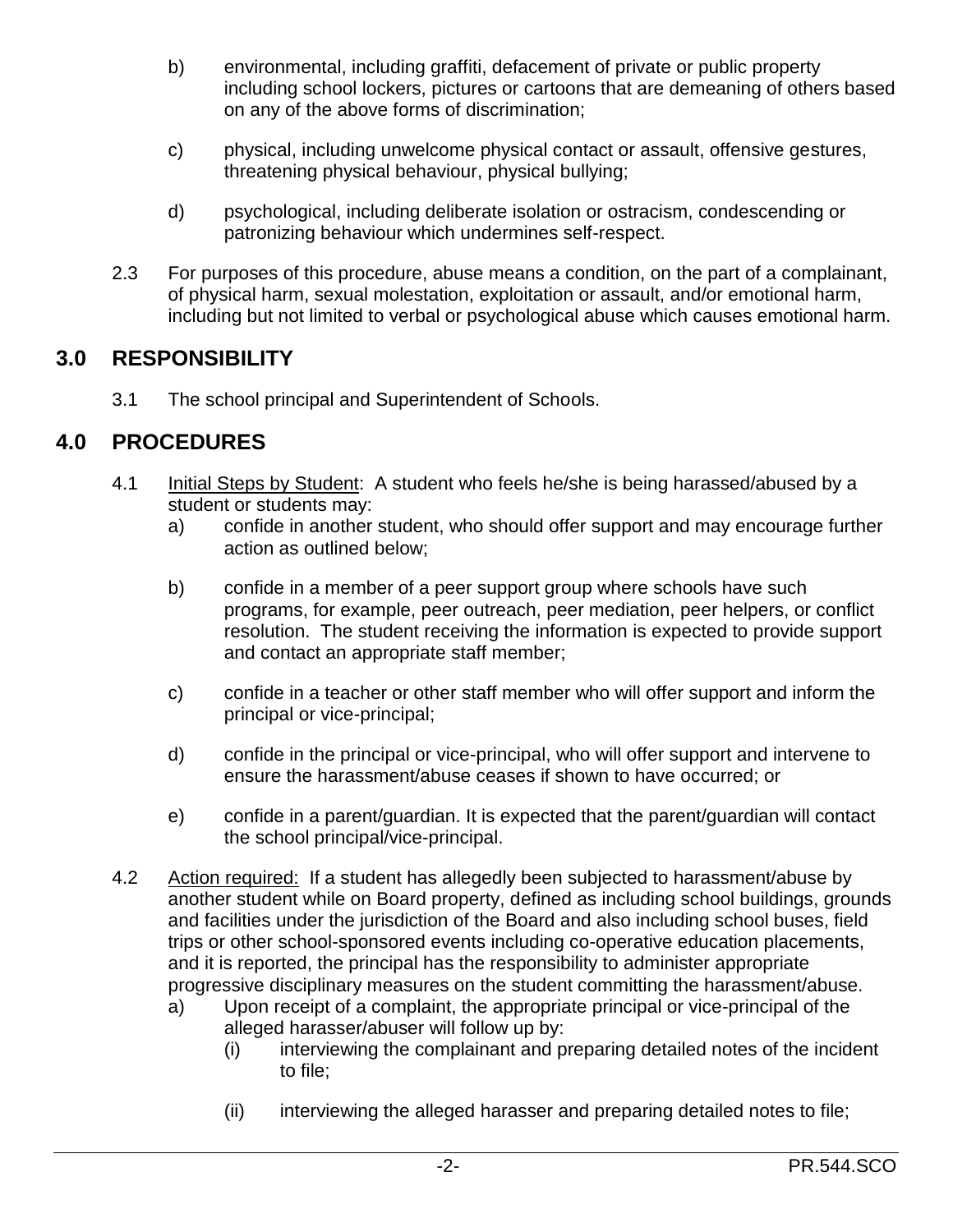b) environmental, including graffiti, defacement of private or public property including school lockers, pictures or cartoons that are demeaning of others based on any of the above forms of discrimination;

c) physical, including unwelcome physical contact or assault, offensive gestures, threatening physical behaviour, physical bullying;

d) psychological, including deliberate isolation or ostracism, condescending or patronizing behaviour which undermines self-respect.

2.3 For purposes of this procedure, abuse means a condition, on the part of a complainant, of physical harm, sexual molestation, exploitation or assault, and/or emotional harm, including but not limited to verbal or psychological abuse which causes emotional harm.

## 3.0 RESPONSIBILITY

3.1 The school principal and Superintendent of Schools.

## 4.0 PROCEDURES

4.1 Initial Steps by Student: A student who feels he/she is being harassed/abused by a student or students may:

a) confide in another student, who should offer support and may encourage further action as outlined below;

b) confide in a member of a peer support group where schools have such programs, for example, peer outreach, peer mediation, peer helpers, or conflict resolution. The student receiving the information is expected to provide support and contact an appropriate staff member;

c) confide in a teacher or other staff member who will offer support and inform the principal or vice-principal;

d) confide in the principal or vice-principal, who will offer support and intervene to ensure the harassment/abuse ceases if shown to have occurred; or

e) confide in a parent/guardian. It is expected that the parent/guardian will contact the school principal/vice-principal.

4.2 Action required: If a student has allegedly been subjected to harassment/abuse by another student while on Board property, defined as including school buildings, grounds and facilities under the jurisdiction of the Board and also including school buses, field trips or other school-sponsored events including co-operative education placements, and it is reported, the principal has the responsibility to administer appropriate progressive disciplinary measures on the student committing the harassment/abuse.

a) Upon receipt of a complaint, the appropriate principal or vice-principal of the alleged harasser/abuser will follow up by:

(i) interviewing the complainant and preparing detailed notes of the incident to file;

(ii) interviewing the alleged harasser and preparing detailed notes to file;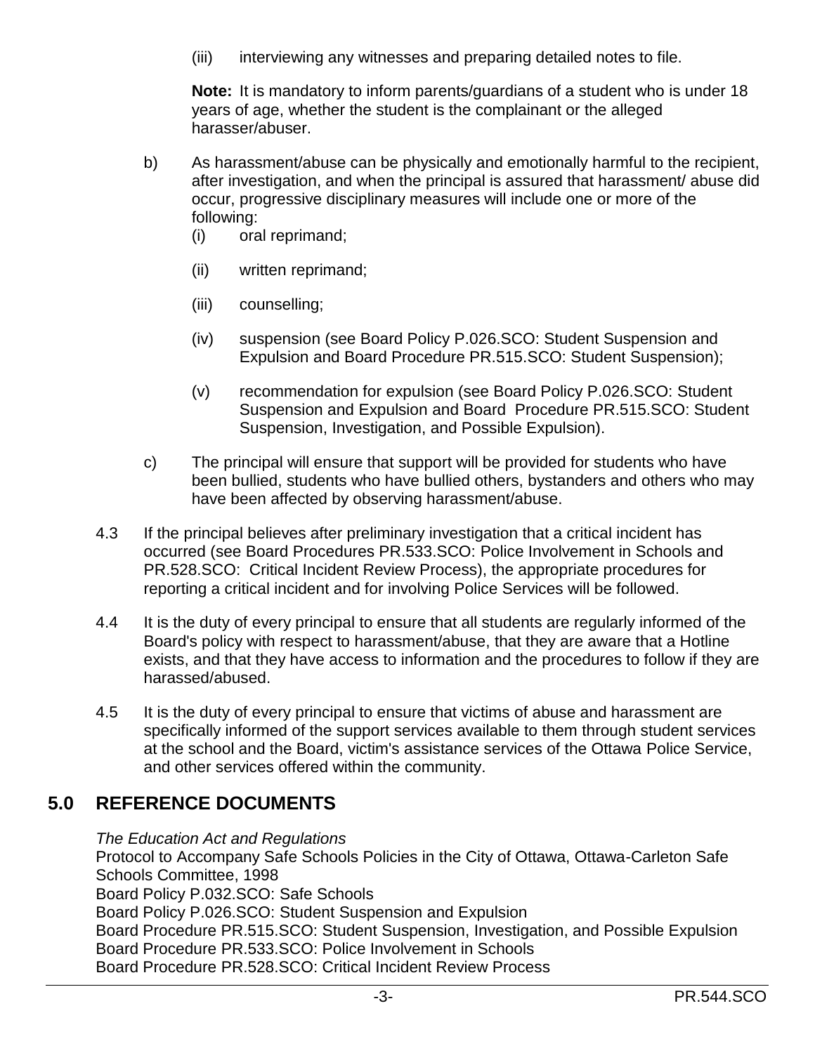(iii) interviewing any witnesses and preparing detailed notes to file.

**Note:** It is mandatory to inform parents/guardians of a student who is under 18 years of age, whether the student is the complainant or the alleged harasser/abuser.

b) As harassment/abuse can be physically and emotionally harmful to the recipient, after investigation, and when the principal is assured that harassment/ abuse did occur, progressive disciplinary measures will include one or more of the following:

(i) oral reprimand;

(ii) written reprimand;

(iii) counselling;

(iv) suspension (see Board Policy P.026.SCO: Student Suspension and Expulsion and Board Procedure PR.515.SCO: Student Suspension);

(v) recommendation for expulsion (see Board Policy P.026.SCO: Student Suspension and Expulsion and Board Procedure PR.515.SCO: Student Suspension, Investigation, and Possible Expulsion).

c) The principal will ensure that support will be provided for students who have been bullied, students who have bullied others, bystanders and others who may have been affected by observing harassment/abuse.

4.3 If the principal believes after preliminary investigation that a critical incident has occurred (see Board Procedures PR.533.SCO: Police Involvement in Schools and PR.528.SCO: Critical Incident Review Process), the appropriate procedures for reporting a critical incident and for involving Police Services will be followed.

4.4 It is the duty of every principal to ensure that all students are regularly informed of the Board's policy with respect to harassment/abuse, that they are aware that a Hotline exists, and that they have access to information and the procedures to follow if they are harassed/abused.

4.5 It is the duty of every principal to ensure that victims of abuse and harassment are specifically informed of the support services available to them through student services at the school and the Board, victim's assistance services of the Ottawa Police Service, and other services offered within the community.

## 5.0 REFERENCE DOCUMENTS

*The Education Act and Regulations*
Protocol to Accompany Safe Schools Policies in the City of Ottawa, Ottawa-Carleton Safe Schools Committee, 1998
Board Policy P.032.SCO: Safe Schools
Board Policy P.026.SCO: Student Suspension and Expulsion
Board Procedure PR.515.SCO: Student Suspension, Investigation, and Possible Expulsion
Board Procedure PR.533.SCO: Police Involvement in Schools
Board Procedure PR.528.SCO: Critical Incident Review Process